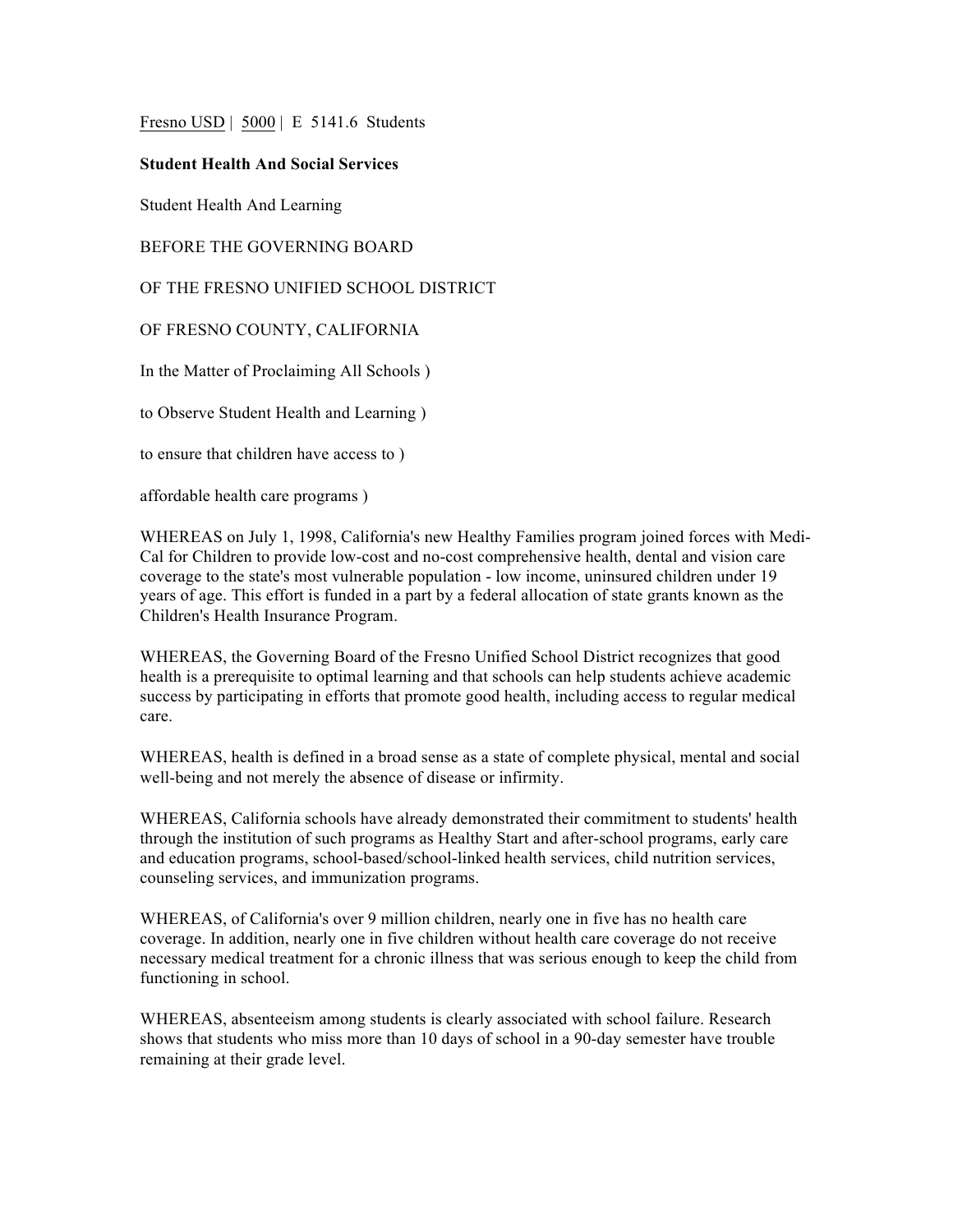Fresno USD | 5000 | E 5141.6 Students

**Student Health And Social Services**

Student Health And Learning

BEFORE THE GOVERNING BOARD

OF THE FRESNO UNIFIED SCHOOL DISTRICT

OF FRESNO COUNTY, CALIFORNIA

In the Matter of Proclaiming All Schools )

to Observe Student Health and Learning )

to ensure that children have access to )

affordable health care programs )

WHEREAS on July 1, 1998, California's new Healthy Families program joined forces with Medi-Cal for Children to provide low-cost and no-cost comprehensive health, dental and vision care coverage to the state's most vulnerable population - low income, uninsured children under 19 years of age. This effort is funded in a part by a federal allocation of state grants known as the Children's Health Insurance Program.

WHEREAS, the Governing Board of the Fresno Unified School District recognizes that good health is a prerequisite to optimal learning and that schools can help students achieve academic success by participating in efforts that promote good health, including access to regular medical care.

WHEREAS, health is defined in a broad sense as a state of complete physical, mental and social well-being and not merely the absence of disease or infirmity.

WHEREAS, California schools have already demonstrated their commitment to students' health through the institution of such programs as Healthy Start and after-school programs, early care and education programs, school-based/school-linked health services, child nutrition services, counseling services, and immunization programs.

WHEREAS, of California's over 9 million children, nearly one in five has no health care coverage. In addition, nearly one in five children without health care coverage do not receive necessary medical treatment for a chronic illness that was serious enough to keep the child from functioning in school.

WHEREAS, absenteeism among students is clearly associated with school failure. Research shows that students who miss more than 10 days of school in a 90-day semester have trouble remaining at their grade level.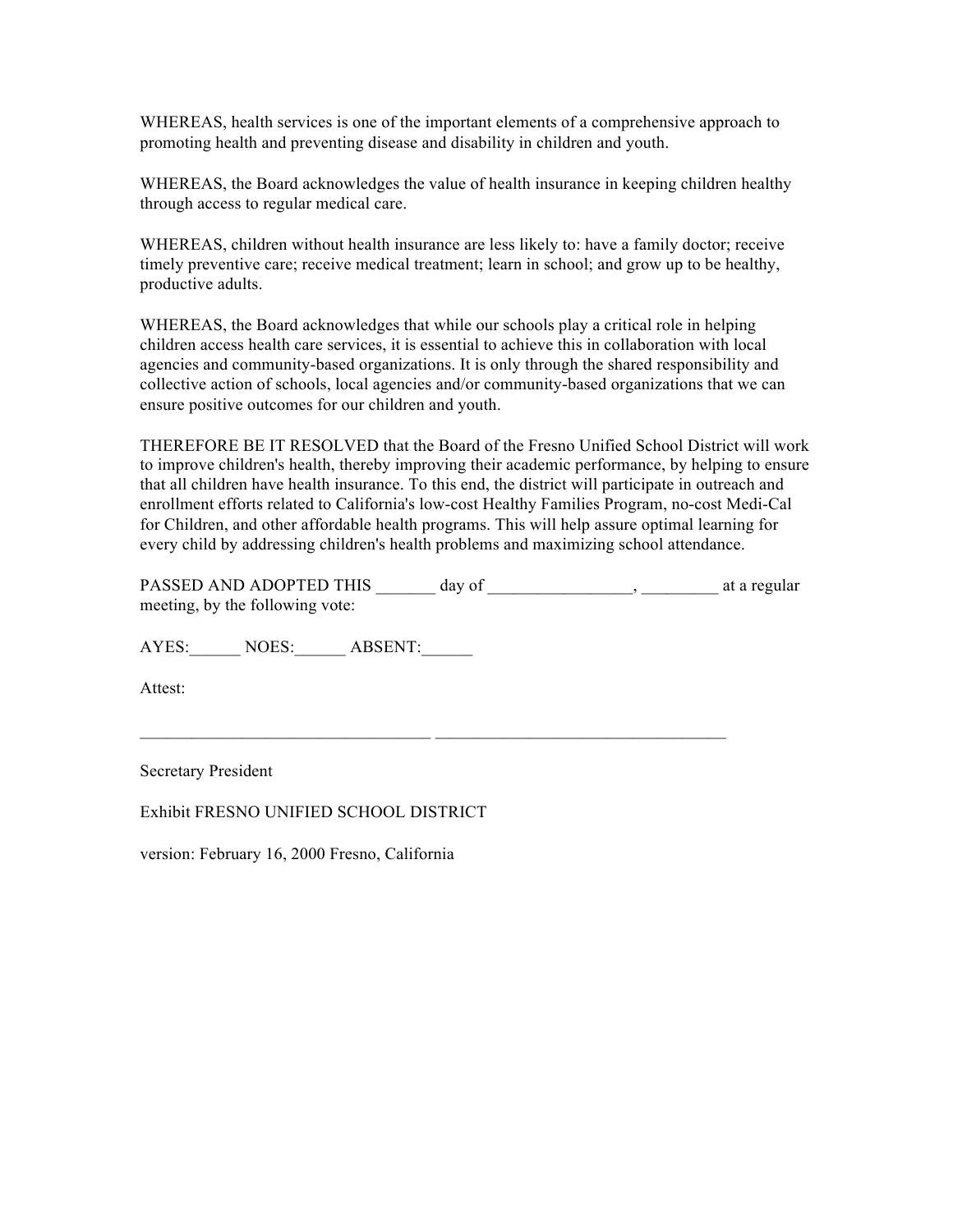WHEREAS, health services is one of the important elements of a comprehensive approach to promoting health and preventing disease and disability in children and youth.

WHEREAS, the Board acknowledges the value of health insurance in keeping children healthy through access to regular medical care.

WHEREAS, children without health insurance are less likely to: have a family doctor; receive timely preventive care; receive medical treatment; learn in school; and grow up to be healthy, productive adults.

WHEREAS, the Board acknowledges that while our schools play a critical role in helping children access health care services, it is essential to achieve this in collaboration with local agencies and community-based organizations. It is only through the shared responsibility and collective action of schools, local agencies and/or community-based organizations that we can ensure positive outcomes for our children and youth.

THEREFORE BE IT RESOLVED that the Board of the Fresno Unified School District will work to improve children's health, thereby improving their academic performance, by helping to ensure that all children have health insurance. To this end, the district will participate in outreach and enrollment efforts related to California's low-cost Healthy Families Program, no-cost Medi-Cal for Children, and other affordable health programs. This will help assure optimal learning for every child by addressing children's health problems and maximizing school attendance.

PASSED AND ADOPTED THIS _______ day of _________________, _________ at a regular meeting, by the following vote:

AYES:______ NOES:______ ABSENT:______

Attest:

__________________________________ __________________________________

Secretary President

Exhibit FRESNO UNIFIED SCHOOL DISTRICT

version: February 16, 2000 Fresno, California